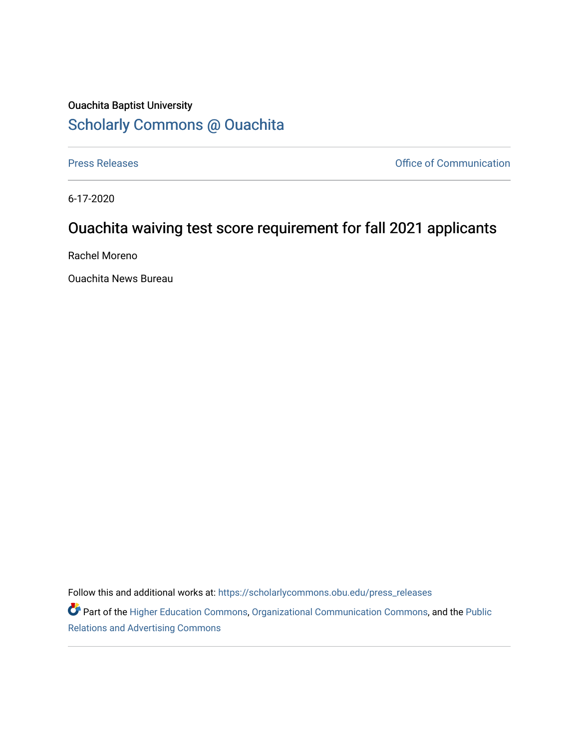Ouachita Baptist University

## Scholarly Commons @ Ouachita

Press Releases | Office of Communication

6-17-2020

# Ouachita waiving test score requirement for fall 2021 applicants

Rachel Moreno

Ouachita News Bureau

Follow this and additional works at: https://scholarlycommons.obu.edu/press_releases

Part of the Higher Education Commons, Organizational Communication Commons, and the Public Relations and Advertising Commons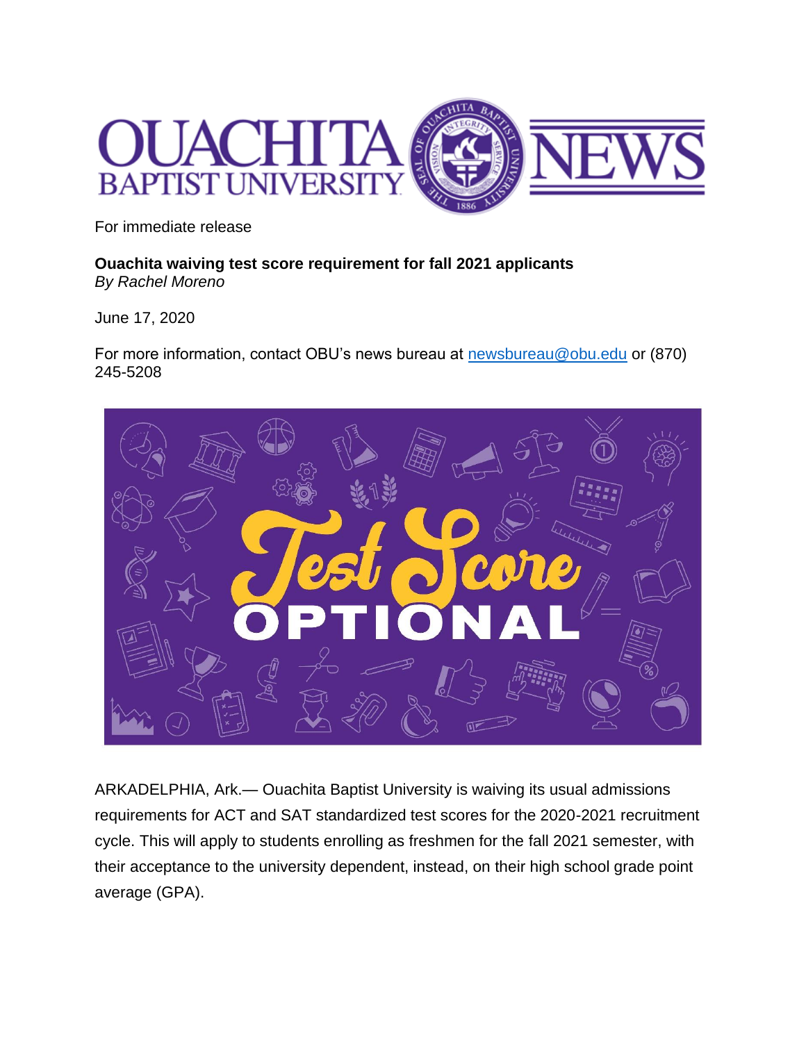For immediate release

**Ouachita waiving test score requirement for fall 2021 applicants**
*By Rachel Moreno*

June 17, 2020

For more information, contact OBU's news bureau at newsbureau@obu.edu or (870) 245-5208

ARKADELPHIA, Ark.— Ouachita Baptist University is waiving its usual admissions requirements for ACT and SAT standardized test scores for the 2020-2021 recruitment cycle. This will apply to students enrolling as freshmen for the fall 2021 semester, with their acceptance to the university dependent, instead, on their high school grade point average (GPA).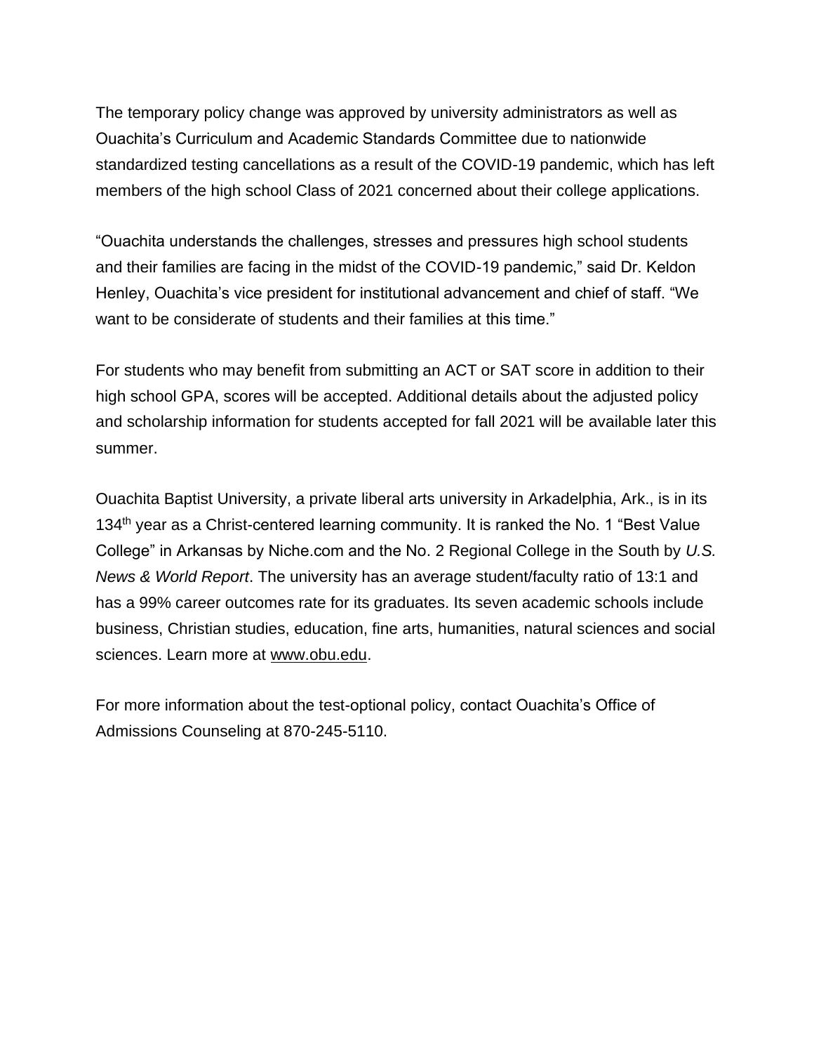The temporary policy change was approved by university administrators as well as Ouachita's Curriculum and Academic Standards Committee due to nationwide standardized testing cancellations as a result of the COVID-19 pandemic, which has left members of the high school Class of 2021 concerned about their college applications.

"Ouachita understands the challenges, stresses and pressures high school students and their families are facing in the midst of the COVID-19 pandemic," said Dr. Keldon Henley, Ouachita's vice president for institutional advancement and chief of staff. "We want to be considerate of students and their families at this time."

For students who may benefit from submitting an ACT or SAT score in addition to their high school GPA, scores will be accepted. Additional details about the adjusted policy and scholarship information for students accepted for fall 2021 will be available later this summer.

Ouachita Baptist University, a private liberal arts university in Arkadelphia, Ark., is in its 134th year as a Christ-centered learning community. It is ranked the No. 1 "Best Value College" in Arkansas by Niche.com and the No. 2 Regional College in the South by *U.S. News & World Report*. The university has an average student/faculty ratio of 13:1 and has a 99% career outcomes rate for its graduates. Its seven academic schools include business, Christian studies, education, fine arts, humanities, natural sciences and social sciences. Learn more at www.obu.edu.

For more information about the test-optional policy, contact Ouachita's Office of Admissions Counseling at 870-245-5110.